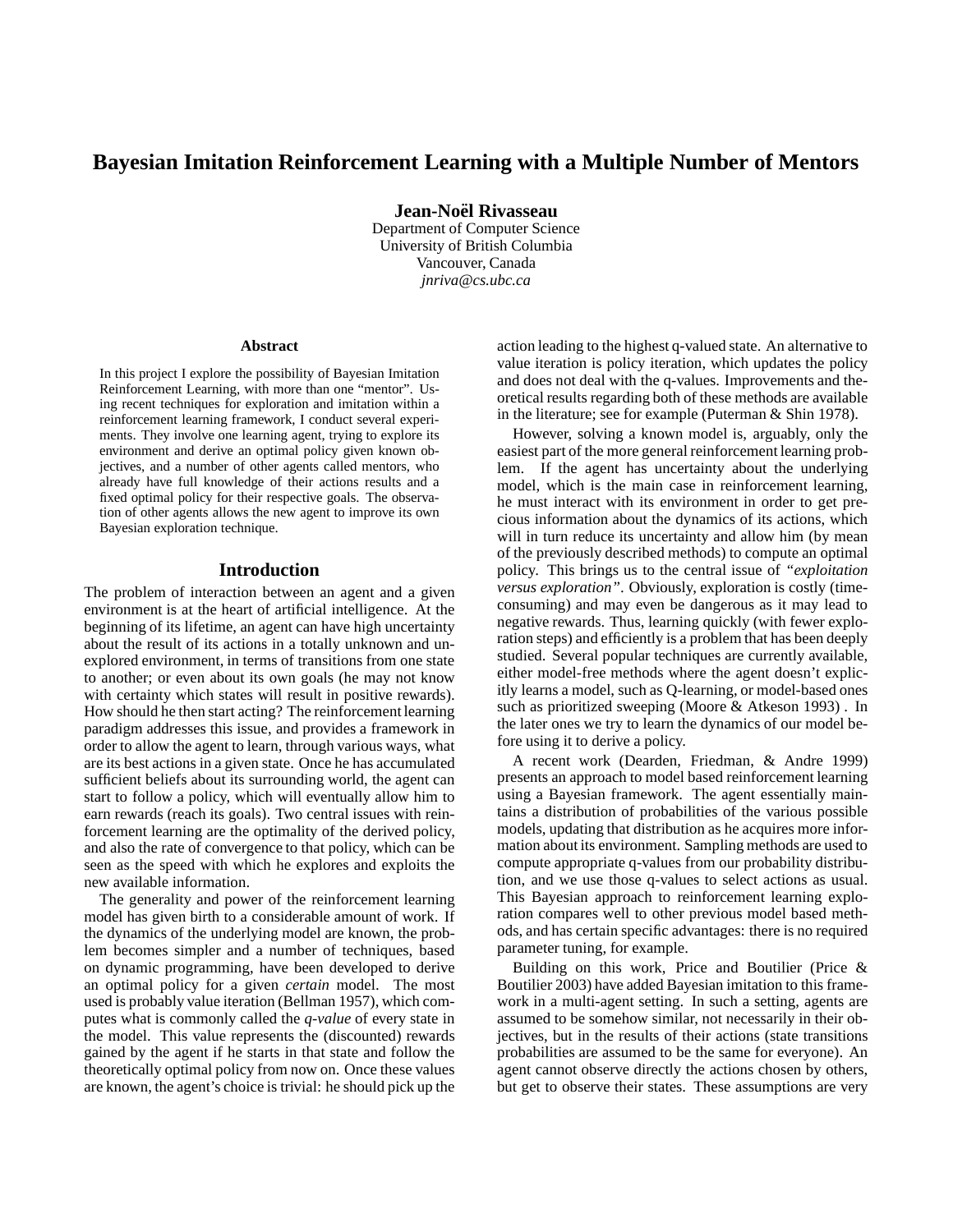# Bayesian Imitation Reinforcement Learning with a Multiple Number of Mentors

**Jean-Noël Rivasseau**
Department of Computer Science
University of British Columbia
Vancouver, Canada
*jnriva@cs.ubc.ca*

### Abstract

In this project I explore the possibility of Bayesian Imitation Reinforcement Learning, with more than one "mentor". Using recent techniques for exploration and imitation within a reinforcement learning framework, I conduct several experiments. They involve one learning agent, trying to explore its environment and derive an optimal policy given known objectives, and a number of other agents called mentors, who already have full knowledge of their actions results and a fixed optimal policy for their respective goals. The observation of other agents allows the new agent to improve its own Bayesian exploration technique.

## Introduction

The problem of interaction between an agent and a given environment is at the heart of artificial intelligence. At the beginning of its lifetime, an agent can have high uncertainty about the result of its actions in a totally unknown and unexplored environment, in terms of transitions from one state to another; or even about its own goals (he may not know with certainty which states will result in positive rewards). How should he then start acting? The reinforcement learning paradigm addresses this issue, and provides a framework in order to allow the agent to learn, through various ways, what are its best actions in a given state. Once he has accumulated sufficient beliefs about its surrounding world, the agent can start to follow a policy, which will eventually allow him to earn rewards (reach its goals). Two central issues with reinforcement learning are the optimality of the derived policy, and also the rate of convergence to that policy, which can be seen as the speed with which he explores and exploits the new available information.

The generality and power of the reinforcement learning model has given birth to a considerable amount of work. If the dynamics of the underlying model are known, the problem becomes simpler and a number of techniques, based on dynamic programming, have been developed to derive an optimal policy for a given *certain* model. The most used is probably value iteration (Bellman 1957), which computes what is commonly called the *q-value* of every state in the model. This value represents the (discounted) rewards gained by the agent if he starts in that state and follow the theoretically optimal policy from now on. Once these values are known, the agent's choice is trivial: he should pick up the action leading to the highest q-valued state. An alternative to value iteration is policy iteration, which updates the policy and does not deal with the q-values. Improvements and theoretical results regarding both of these methods are available in the literature; see for example (Puterman & Shin 1978).

However, solving a known model is, arguably, only the easiest part of the more general reinforcement learning problem. If the agent has uncertainty about the underlying model, which is the main case in reinforcement learning, he must interact with its environment in order to get precious information about the dynamics of its actions, which will in turn reduce its uncertainty and allow him (by mean of the previously described methods) to compute an optimal policy. This brings us to the central issue of *"exploitation versus exploration"*. Obviously, exploration is costly (time-consuming) and may even be dangerous as it may lead to negative rewards. Thus, learning quickly (with fewer exploration steps) and efficiently is a problem that has been deeply studied. Several popular techniques are currently available, either model-free methods where the agent doesn't explicitly learns a model, such as Q-learning, or model-based ones such as prioritized sweeping (Moore & Atkeson 1993) . In the later ones we try to learn the dynamics of our model before using it to derive a policy.

A recent work (Dearden, Friedman, & Andre 1999) presents an approach to model based reinforcement learning using a Bayesian framework. The agent essentially maintains a distribution of probabilities of the various possible models, updating that distribution as he acquires more information about its environment. Sampling methods are used to compute appropriate q-values from our probability distribution, and we use those q-values to select actions as usual. This Bayesian approach to reinforcement learning exploration compares well to other previous model based methods, and has certain specific advantages: there is no required parameter tuning, for example.

Building on this work, Price and Boutilier (Price & Boutilier 2003) have added Bayesian imitation to this framework in a multi-agent setting. In such a setting, agents are assumed to be somehow similar, not necessarily in their objectives, but in the results of their actions (state transitions probabilities are assumed to be the same for everyone). An agent cannot observe directly the actions chosen by others, but get to observe their states. These assumptions are very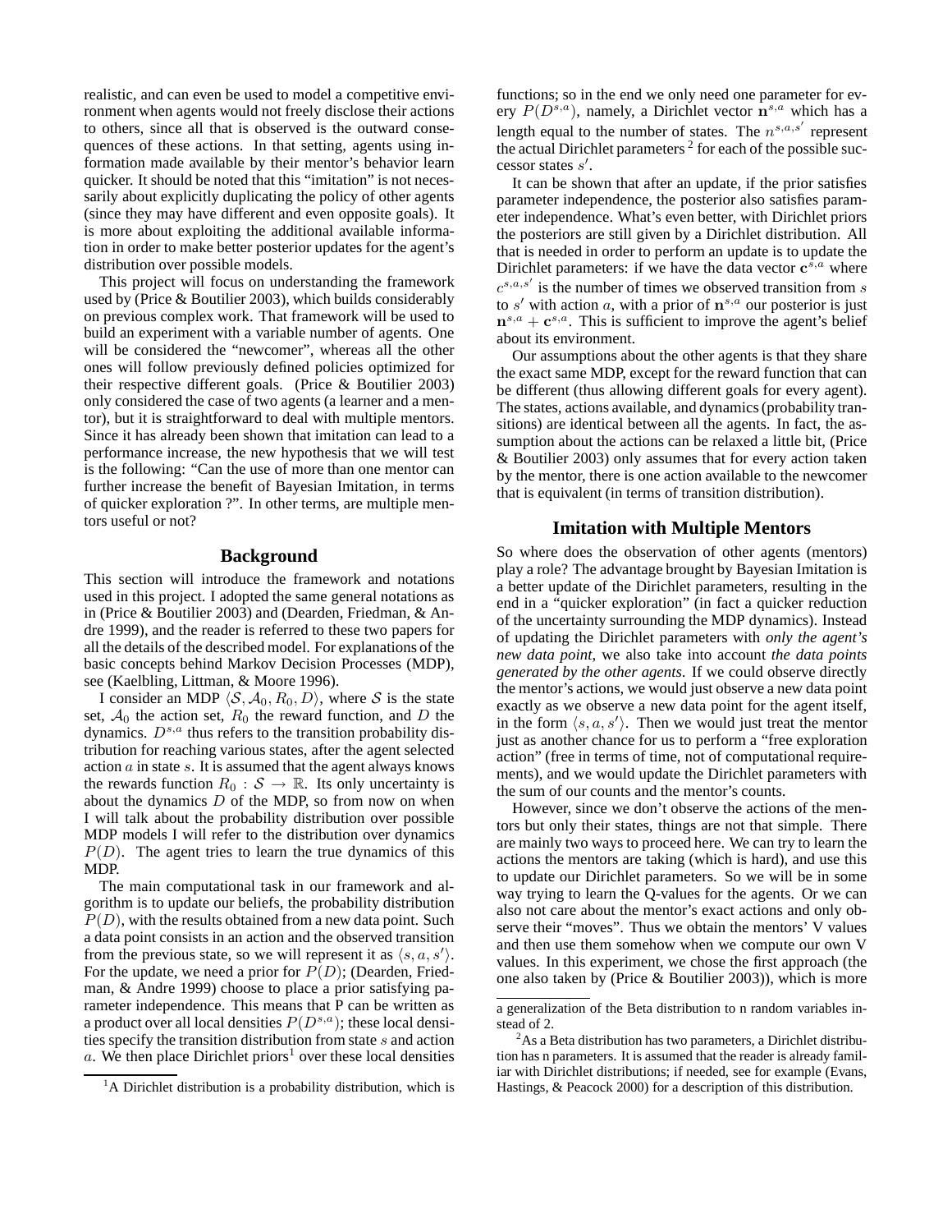realistic, and can even be used to model a competitive environment when agents would not freely disclose their actions to others, since all that is observed is the outward consequences of these actions. In that setting, agents using information made available by their mentor's behavior learn quicker. It should be noted that this "imitation" is not necessarily about explicitly duplicating the policy of other agents (since they may have different and even opposite goals). It is more about exploiting the additional available information in order to make better posterior updates for the agent's distribution over possible models.

This project will focus on understanding the framework used by (Price & Boutilier 2003), which builds considerably on previous complex work. That framework will be used to build an experiment with a variable number of agents. One will be considered the "newcomer", whereas all the other ones will follow previously defined policies optimized for their respective different goals. (Price & Boutilier 2003) only considered the case of two agents (a learner and a mentor), but it is straightforward to deal with multiple mentors. Since it has already been shown that imitation can lead to a performance increase, the new hypothesis that we will test is the following: "Can the use of more than one mentor can further increase the benefit of Bayesian Imitation, in terms of quicker exploration ?". In other terms, are multiple mentors useful or not?

## Background

This section will introduce the framework and notations used in this project. I adopted the same general notations as in (Price & Boutilier 2003) and (Dearden, Friedman, & Andre 1999), and the reader is referred to these two papers for all the details of the described model. For explanations of the basic concepts behind Markov Decision Processes (MDP), see (Kaelbling, Littman, & Moore 1996).

I consider an MDP $\langle \mathcal{S}, \mathcal{A}_0, R_0, D \rangle$, where $\mathcal{S}$ is the state set, $\mathcal{A}_0$ the action set, $R_0$ the reward function, and $D$ the dynamics. $D^{s,a}$ thus refers to the transition probability distribution for reaching various states, after the agent selected action $a$ in state $s$. It is assumed that the agent always knows the rewards function $R_0 : \mathcal{S} \rightarrow \mathbb{R}$. Its only uncertainty is about the dynamics $D$ of the MDP, so from now on when I will talk about the probability distribution over possible MDP models I will refer to the distribution over dynamics $P(D)$. The agent tries to learn the true dynamics of this MDP.

The main computational task in our framework and algorithm is to update our beliefs, the probability distribution $P(D)$, with the results obtained from a new data point. Such a data point consists in an action and the observed transition from the previous state, so we will represent it as $\langle s, a, s' \rangle$. For the update, we need a prior for $P(D)$; (Dearden, Friedman, & Andre 1999) choose to place a prior satisfying parameter independence. This means that P can be written as a product over all local densities $P(D^{s,a})$; these local densities specify the transition distribution from state $s$ and action $a$. We then place Dirichlet priors[1] over these local densities functions; so in the end we only need one parameter for every $P(D^{s,a})$, namely, a Dirichlet vector $\mathbf{n}^{s,a}$ which has a length equal to the number of states. The $n^{s,a,s'}$ represent the actual Dirichlet parameters[2] for each of the possible successor states $s'$.

It can be shown that after an update, if the prior satisfies parameter independence, the posterior also satisfies parameter independence. What's even better, with Dirichlet priors the posteriors are still given by a Dirichlet distribution. All that is needed in order to perform an update is to update the Dirichlet parameters: if we have the data vector $\mathbf{c}^{s,a}$ where $c^{s,a,s'}$ is the number of times we observed transition from $s$ to $s'$ with action $a$, with a prior of $\mathbf{n}^{s,a}$ our posterior is just $\mathbf{n}^{s,a} + \mathbf{c}^{s,a}$. This is sufficient to improve the agent's belief about its environment.

Our assumptions about the other agents is that they share the exact same MDP, except for the reward function that can be different (thus allowing different goals for every agent). The states, actions available, and dynamics (probability transitions) are identical between all the agents. In fact, the assumption about the actions can be relaxed a little bit, (Price & Boutilier 2003) only assumes that for every action taken by the mentor, there is one action available to the newcomer that is equivalent (in terms of transition distribution).

## Imitation with Multiple Mentors

So where does the observation of other agents (mentors) play a role? The advantage brought by Bayesian Imitation is a better update of the Dirichlet parameters, resulting in the end in a "quicker exploration" (in fact a quicker reduction of the uncertainty surrounding the MDP dynamics). Instead of updating the Dirichlet parameters with *only the agent's new data point*, we also take into account *the data points generated by the other agents*. If we could observe directly the mentor's actions, we would just observe a new data point exactly as we observe a new data point for the agent itself, in the form $\langle s, a, s' \rangle$. Then we would just treat the mentor just as another chance for us to perform a "free exploration action" (free in terms of time, not of computational requirements), and we would update the Dirichlet parameters with the sum of our counts and the mentor's counts.

However, since we don't observe the actions of the mentors but only their states, things are not that simple. There are mainly two ways to proceed here. We can try to learn the actions the mentors are taking (which is hard), and use this to update our Dirichlet parameters. So we will be in some way trying to learn the Q-values for the agents. Or we can also not care about the mentor's exact actions and only observe their "moves". Thus we obtain the mentors' V values and then use them somehow when we compute our own V values. In this experiment, we chose the first approach (the one also taken by (Price & Boutilier 2003)), which is more

[1] A Dirichlet distribution is a probability distribution, which is a generalization of the Beta distribution to n random variables instead of 2.

[2] As a Beta distribution has two parameters, a Dirichlet distribution has n parameters. It is assumed that the reader is already familiar with Dirichlet distributions; if needed, see for example (Evans, Hastings, & Peacock 2000) for a description of this distribution.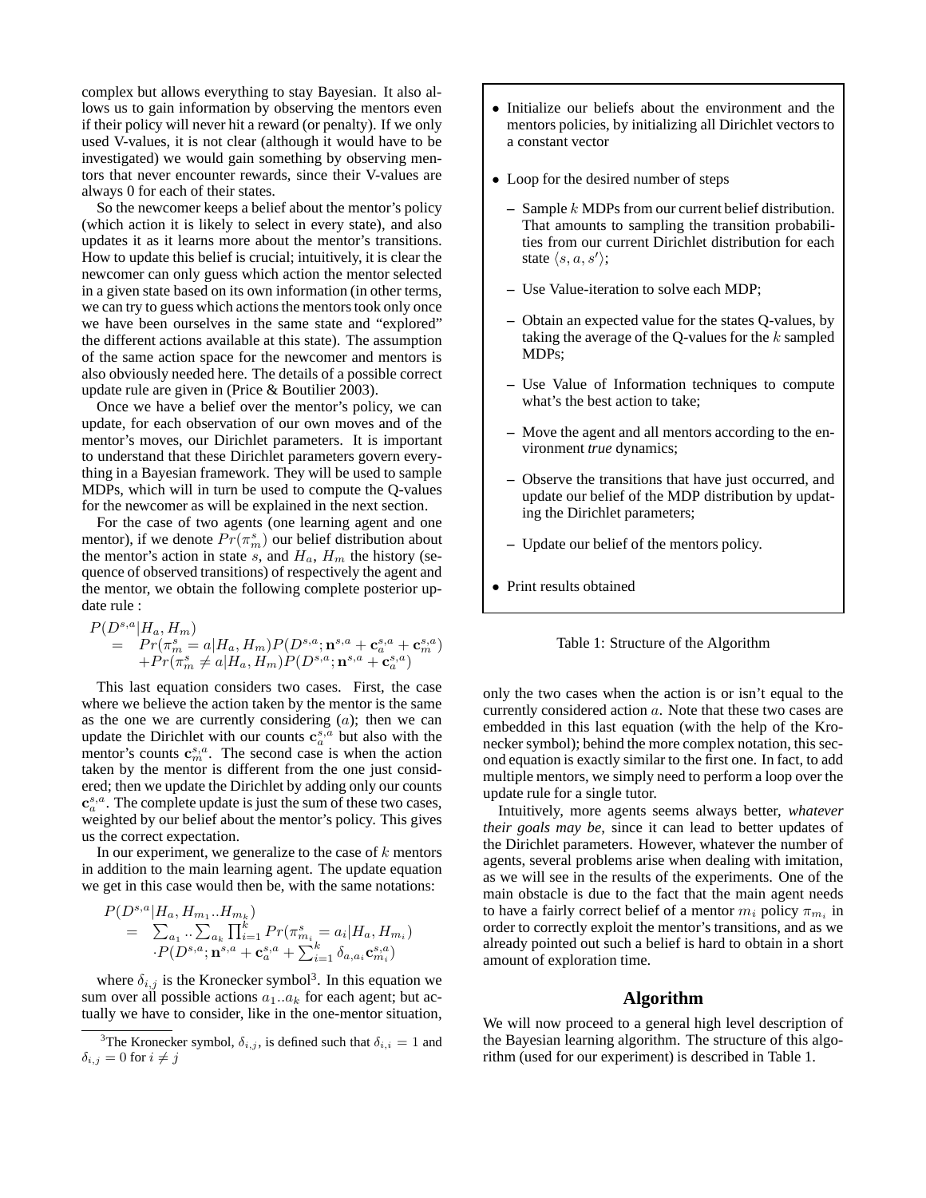complex but allows everything to stay Bayesian. It also allows us to gain information by observing the mentors even if their policy will never hit a reward (or penalty). If we only used V-values, it is not clear (although it would have to be investigated) we would gain something by observing mentors that never encounter rewards, since their V-values are always 0 for each of their states.

So the newcomer keeps a belief about the mentor's policy (which action it is likely to select in every state), and also updates it as it learns more about the mentor's transitions. How to update this belief is crucial; intuitively, it is clear the newcomer can only guess which action the mentor selected in a given state based on its own information (in other terms, we can try to guess which actions the mentors took only once we have been ourselves in the same state and "explored" the different actions available at this state). The assumption of the same action space for the newcomer and mentors is also obviously needed here. The details of a possible correct update rule are given in (Price & Boutilier 2003).

Once we have a belief over the mentor's policy, we can update, for each observation of our own moves and of the mentor's moves, our Dirichlet parameters. It is important to understand that these Dirichlet parameters govern everything in a Bayesian framework. They will be used to sample MDPs, which will in turn be used to compute the Q-values for the newcomer as will be explained in the next section.

For the case of two agents (one learning agent and one mentor), if we denote $Pr(\pi_m^s)$ our belief distribution about the mentor's action in state $s$, and $H_a$, $H_m$ the history (sequence of observed transitions) of respectively the agent and the mentor, we obtain the following complete posterior update rule :

$$
\begin{aligned}
P(&D^{s,a}|H_a, H_m) \\
&= \; Pr(\pi_m^s = a|H_a, H_m)P(D^{s,a}; \mathbf{n}^{s,a} + \mathbf{c}_a^{s,a} + \mathbf{c}_m^{s,a}) \\
&\quad + Pr(\pi_m^s \neq a|H_a, H_m)P(D^{s,a}; \mathbf{n}^{s,a} + \mathbf{c}_a^{s,a})
\end{aligned}
$$

This last equation considers two cases. First, the case where we believe the action taken by the mentor is the same as the one we are currently considering ($a$); then we can update the Dirichlet with our counts $\mathbf{c}_a^{s,a}$ but also with the mentor's counts $\mathbf{c}_m^{s,a}$. The second case is when the action taken by the mentor is different from the one just considered; then we update the Dirichlet by adding only our counts $\mathbf{c}_a^{s,a}$. The complete update is just the sum of these two cases, weighted by our belief about the mentor's policy. This gives us the correct expectation.

In our experiment, we generalize to the case of $k$ mentors in addition to the main learning agent. The update equation we get in this case would then be, with the same notations:

$$
\begin{aligned}
P(&D^{s,a}|H_a, H_{m_1}..H_{m_k}) \\
&= \; \sum_{a_1} .. \sum_{a_k} \prod_{i=1}^{k} Pr(\pi_{m_i}^s = a_i|H_a, H_{m_i}) \\
&\quad \cdot P(D^{s,a}; \mathbf{n}^{s,a} + \mathbf{c}_a^{s,a} + \sum_{i=1}^{k} \delta_{a,a_i} \mathbf{c}_{m_i}^{s,a})
\end{aligned}
$$

where $\delta_{i,j}$ is the Kronecker symbol[3]. In this equation we sum over all possible actions $a_1..a_k$ for each agent; but actually we have to consider, like in the one-mentor situation, only the two cases when the action is or isn't equal to the currently considered action $a$. Note that these two cases are embedded in this last equation (with the help of the Kronecker symbol); behind the more complex notation, this second equation is exactly similar to the first one. In fact, to add multiple mentors, we simply need to perform a loop over the update rule for a single tutor.

Intuitively, more agents seems always better, *whatever their goals may be*, since it can lead to better updates of the Dirichlet parameters. However, whatever the number of agents, several problems arise when dealing with imitation, as we will see in the results of the experiments. One of the main obstacle is due to the fact that the main agent needs to have a fairly correct belief of a mentor $m_i$ policy $\pi_{m_i}$ in order to correctly exploit the mentor's transitions, and as we already pointed out such a belief is hard to obtain in a short amount of exploration time.

[3] The Kronecker symbol, $\delta_{i,j}$, is defined such that $\delta_{i,i} = 1$ and $\delta_{i,j} = 0$ for $i \neq j$

- Initialize our beliefs about the environment and the mentors policies, by initializing all Dirichlet vectors to a constant vector
- Loop for the desired number of steps
  - Sample $k$ MDPs from our current belief distribution. That amounts to sampling the transition probabilities from our current Dirichlet distribution for each state $\langle s, a, s' \rangle$;
  - Use Value-iteration to solve each MDP;
  - Obtain an expected value for the states Q-values, by taking the average of the Q-values for the $k$ sampled MDPs;
  - Use Value of Information techniques to compute what's the best action to take;
  - Move the agent and all mentors according to the environment *true* dynamics;
  - Observe the transitions that have just occurred, and update our belief of the MDP distribution by updating the Dirichlet parameters;
  - Update our belief of the mentors policy.
- Print results obtained

Table 1: Structure of the Algorithm

## Algorithm

We will now proceed to a general high level description of the Bayesian learning algorithm. The structure of this algorithm (used for our experiment) is described in Table 1.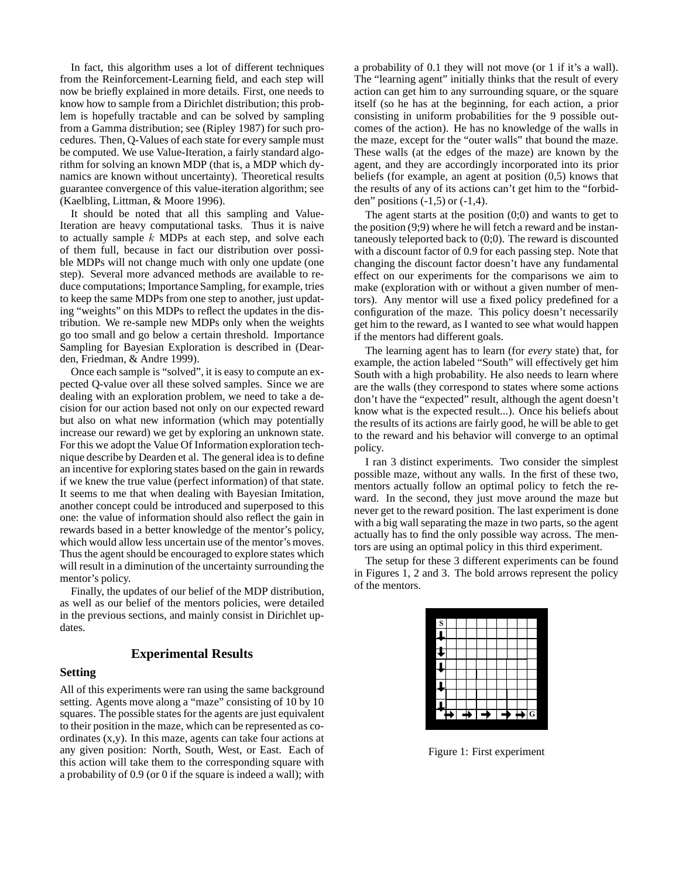In fact, this algorithm uses a lot of different techniques from the Reinforcement-Learning field, and each step will now be briefly explained in more details. First, one needs to know how to sample from a Dirichlet distribution; this problem is hopefully tractable and can be solved by sampling from a Gamma distribution; see (Ripley 1987) for such procedures. Then, Q-Values of each state for every sample must be computed. We use Value-Iteration, a fairly standard algorithm for solving an known MDP (that is, a MDP which dynamics are known without uncertainty). Theoretical results guarantee convergence of this value-iteration algorithm; see (Kaelbling, Littman, & Moore 1996).

It should be noted that all this sampling and Value-Iteration are heavy computational tasks. Thus it is naive to actually sample $k$ MDPs at each step, and solve each of them full, because in fact our distribution over possible MDPs will not change much with only one update (one step). Several more advanced methods are available to reduce computations; Importance Sampling, for example, tries to keep the same MDPs from one step to another, just updating "weights" on this MDPs to reflect the updates in the distribution. We re-sample new MDPs only when the weights go too small and go below a certain threshold. Importance Sampling for Bayesian Exploration is described in (Dearden, Friedman, & Andre 1999).

Once each sample is "solved", it is easy to compute an expected Q-value over all these solved samples. Since we are dealing with an exploration problem, we need to take a decision for our action based not only on our expected reward but also on what new information (which may potentially increase our reward) we get by exploring an unknown state. For this we adopt the Value Of Information exploration technique describe by Dearden et al. The general idea is to define an incentive for exploring states based on the gain in rewards if we knew the true value (perfect information) of that state. It seems to me that when dealing with Bayesian Imitation, another concept could be introduced and superposed to this one: the value of information should also reflect the gain in rewards based in a better knowledge of the mentor's policy, which would allow less uncertain use of the mentor's moves. Thus the agent should be encouraged to explore states which will result in a diminution of the uncertainty surrounding the mentor's policy.

Finally, the updates of our belief of the MDP distribution, as well as our belief of the mentors policies, were detailed in the previous sections, and mainly consist in Dirichlet updates.

## Experimental Results

### Setting

All of this experiments were ran using the same background setting. Agents move along a "maze" consisting of 10 by 10 squares. The possible states for the agents are just equivalent to their position in the maze, which can be represented as coordinates (x,y). In this maze, agents can take four actions at any given position: North, South, West, or East. Each of this action will take them to the corresponding square with a probability of 0.9 (or 0 if the square is indeed a wall); with a probability of 0.1 they will not move (or 1 if it's a wall). The "learning agent" initially thinks that the result of every action can get him to any surrounding square, or the square itself (so he has at the beginning, for each action, a prior consisting in uniform probabilities for the 9 possible outcomes of the action). He has no knowledge of the walls in the maze, except for the "outer walls" that bound the maze. These walls (at the edges of the maze) are known by the agent, and they are accordingly incorporated into its prior beliefs (for example, an agent at position (0,5) knows that the results of any of its actions can't get him to the "forbidden" positions (-1,5) or (-1,4).

The agent starts at the position (0;0) and wants to get to the position (9;9) where he will fetch a reward and be instantaneously teleported back to (0;0). The reward is discounted with a discount factor of 0.9 for each passing step. Note that changing the discount factor doesn't have any fundamental effect on our experiments for the comparisons we aim to make (exploration with or without a given number of mentors). Any mentor will use a fixed policy predefined for a configuration of the maze. This policy doesn't necessarily get him to the reward, as I wanted to see what would happen if the mentors had different goals.

The learning agent has to learn (for *every* state) that, for example, the action labeled "South" will effectively get him South with a high probability. He also needs to learn where are the walls (they correspond to states where some actions don't have the "expected" result, although the agent doesn't know what is the expected result...). Once his beliefs about the results of its actions are fairly good, he will be able to get to the reward and his behavior will converge to an optimal policy.

I ran 3 distinct experiments. Two consider the simplest possible maze, without any walls. In the first of these two, mentors actually follow an optimal policy to fetch the reward. In the second, they just move around the maze but never get to the reward position. The last experiment is done with a big wall separating the maze in two parts, so the agent actually has to find the only possible way across. The mentors are using an optimal policy in this third experiment.

The setup for these 3 different experiments can be found in Figures 1, 2 and 3. The bold arrows represent the policy of the mentors.

Figure 1: First experiment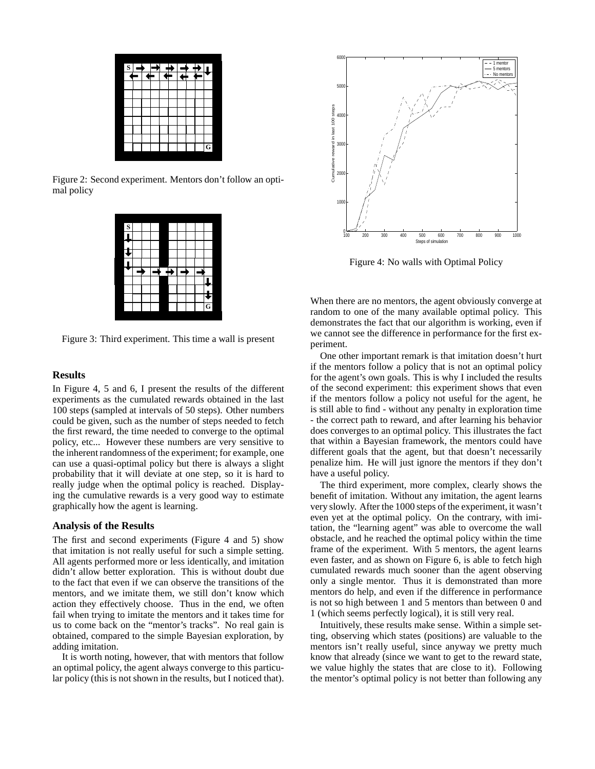Figure 2: Second experiment. Mentors don't follow an optimal policy

Figure 3: Third experiment. This time a wall is present

Figure 4: No walls with Optimal Policy

## Results

In Figure 4, 5 and 6, I present the results of the different experiments as the cumulated rewards obtained in the last 100 steps (sampled at intervals of 50 steps). Other numbers could be given, such as the number of steps needed to fetch the first reward, the time needed to converge to the optimal policy, etc... However these numbers are very sensitive to the inherent randomness of the experiment; for example, one can use a quasi-optimal policy but there is always a slight probability that it will deviate at one step, so it is hard to really judge when the optimal policy is reached. Displaying the cumulative rewards is a very good way to estimate graphically how the agent is learning.

## Analysis of the Results

The first and second experiments (Figure 4 and 5) show that imitation is not really useful for such a simple setting. All agents performed more or less identically, and imitation didn't allow better exploration. This is without doubt due to the fact that even if we can observe the transitions of the mentors, and we imitate them, we still don't know which action they effectively choose. Thus in the end, we often fail when trying to imitate the mentors and it takes time for us to come back on the "mentor's tracks". No real gain is obtained, compared to the simple Bayesian exploration, by adding imitation.

It is worth noting, however, that with mentors that follow an optimal policy, the agent always converge to this particular policy (this is not shown in the results, but I noticed that). When there are no mentors, the agent obviously converge at random to one of the many available optimal policy. This demonstrates the fact that our algorithm is working, even if we cannot see the difference in performance for the first experiment.

One other important remark is that imitation doesn't hurt if the mentors follow a policy that is not an optimal policy for the agent's own goals. This is why I included the results of the second experiment: this experiment shows that even if the mentors follow a policy not useful for the agent, he is still able to find - without any penalty in exploration time - the correct path to reward, and after learning his behavior does converges to an optimal policy. This illustrates the fact that within a Bayesian framework, the mentors could have different goals that the agent, but that doesn't necessarily penalize him. He will just ignore the mentors if they don't have a useful policy.

The third experiment, more complex, clearly shows the benefit of imitation. Without any imitation, the agent learns very slowly. After the 1000 steps of the experiment, it wasn't even yet at the optimal policy. On the contrary, with imitation, the "learning agent" was able to overcome the wall obstacle, and he reached the optimal policy within the time frame of the experiment. With 5 mentors, the agent learns even faster, and as shown on Figure 6, is able to fetch high cumulated rewards much sooner than the agent observing only a single mentor. Thus it is demonstrated than more mentors do help, and even if the difference in performance is not so high between 1 and 5 mentors than between 0 and 1 (which seems perfectly logical), it is still very real.

Intuitively, these results make sense. Within a simple setting, observing which states (positions) are valuable to the mentors isn't really useful, since anyway we pretty much know that already (since we want to get to the reward state, we value highly the states that are close to it). Following the mentor's optimal policy is not better than following any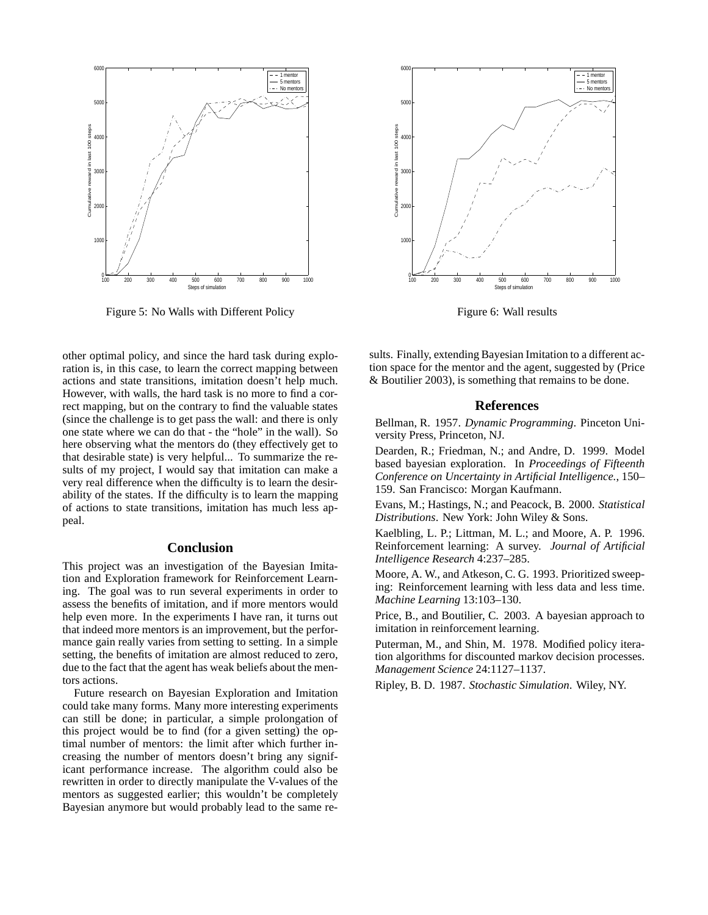6000

5000

4000

3000

2000

1000

0

100 200 300 400 500 600 700 800 900 1000

Steps of simulation

Cumulative reward in last 100 steps

1 mentor
5 mentors
No mentors

Figure 5: No Walls with Different Policy

6000

5000

4000

3000

2000

1000

0

100 200 300 400 500 600 700 800 900 1000

Steps of simulation

Cumulative reward in last 100 steps

1 mentor
5 mentors
No mentors

Figure 6: Wall results

other optimal policy, and since the hard task during exploration is, in this case, to learn the correct mapping between actions and state transitions, imitation doesn't help much. However, with walls, the hard task is no more to find a correct mapping, but on the contrary to find the valuable states (since the challenge is to get pass the wall: and there is only one state where we can do that - the "hole" in the wall). So here observing what the mentors do (they effectively get to that desirable state) is very helpful... To summarize the results of my project, I would say that imitation can make a very real difference when the difficulty is to learn the desirability of the states. If the difficulty is to learn the mapping of actions to state transitions, imitation has much less appeal.

## Conclusion

This project was an investigation of the Bayesian Imitation and Exploration framework for Reinforcement Learning. The goal was to run several experiments in order to assess the benefits of imitation, and if more mentors would help even more. In the experiments I have ran, it turns out that indeed more mentors is an improvement, but the performance gain really varies from setting to setting. In a simple setting, the benefits of imitation are almost reduced to zero, due to the fact that the agent has weak beliefs about the mentors actions.

Future research on Bayesian Exploration and Imitation could take many forms. Many more interesting experiments can still be done; in particular, a simple prolongation of this project would be to find (for a given setting) the optimal number of mentors: the limit after which further increasing the number of mentors doesn't bring any significant performance increase. The algorithm could also be rewritten in order to directly manipulate the V-values of the mentors as suggested earlier; this wouldn't be completely Bayesian anymore but would probably lead to the same results. Finally, extending Bayesian Imitation to a different action space for the mentor and the agent, suggested by (Price & Boutilier 2003), is something that remains to be done.

## References

Bellman, R. 1957. *Dynamic Programming*. Pinceton University Press, Princeton, NJ.

Dearden, R.; Friedman, N.; and Andre, D. 1999. Model based bayesian exploration. In *Proceedings of Fifteenth Conference on Uncertainty in Artificial Intelligence.*, 150–159. San Francisco: Morgan Kaufmann.

Evans, M.; Hastings, N.; and Peacock, B. 2000. *Statistical Distributions*. New York: John Wiley & Sons.

Kaelbling, L. P.; Littman, M. L.; and Moore, A. P. 1996. Reinforcement learning: A survey. *Journal of Artificial Intelligence Research* 4:237–285.

Moore, A. W., and Atkeson, C. G. 1993. Prioritized sweeping: Reinforcement learning with less data and less time. *Machine Learning* 13:103–130.

Price, B., and Boutilier, C. 2003. A bayesian approach to imitation in reinforcement learning.

Puterman, M., and Shin, M. 1978. Modified policy iteration algorithms for discounted markov decision processes. *Management Science* 24:1127–1137.

Ripley, B. D. 1987. *Stochastic Simulation*. Wiley, NY.